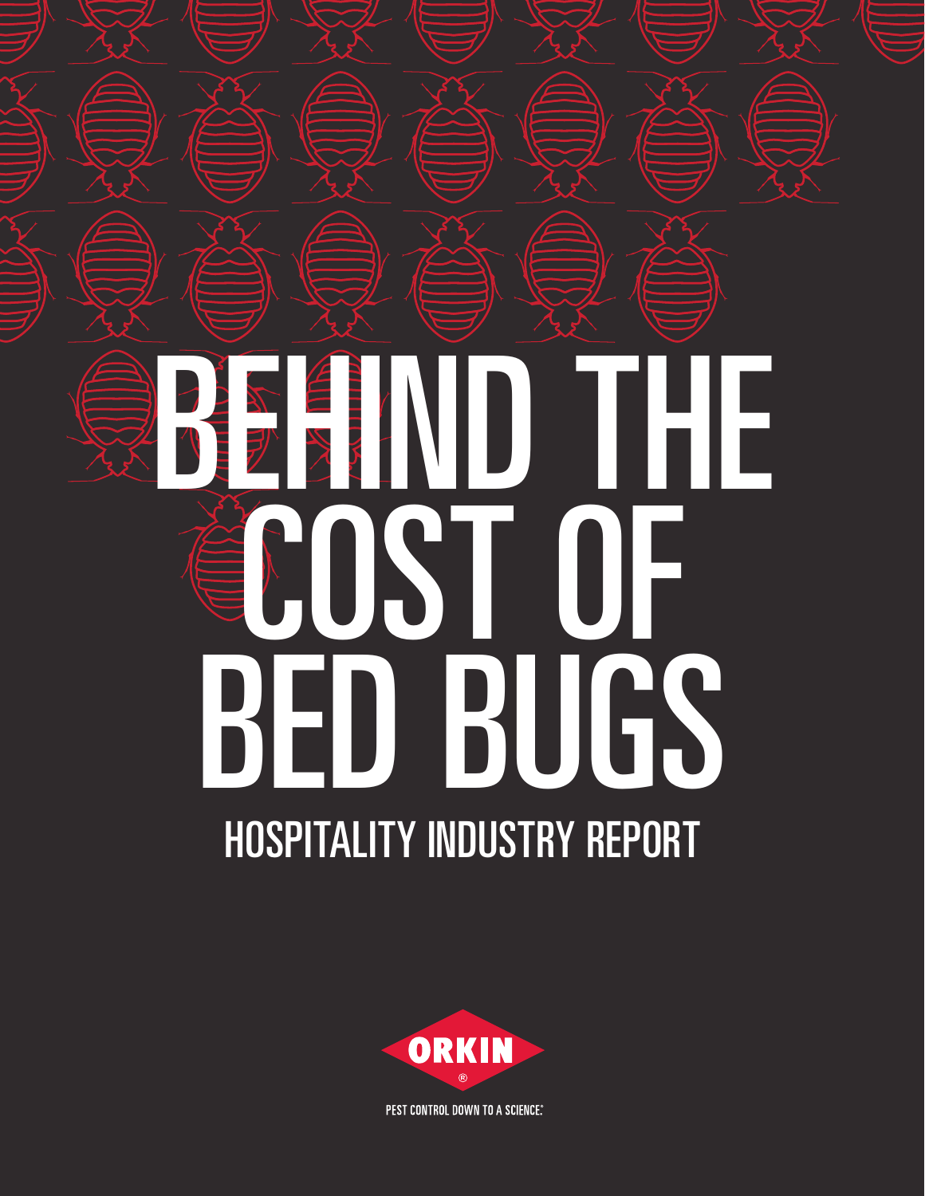# BEHIND THE COST OF BED BUGS

## HOSPITALITY INDUSTRY REPORT

ORKIN®

PEST CONTROL DOWN TO A SCIENCE.®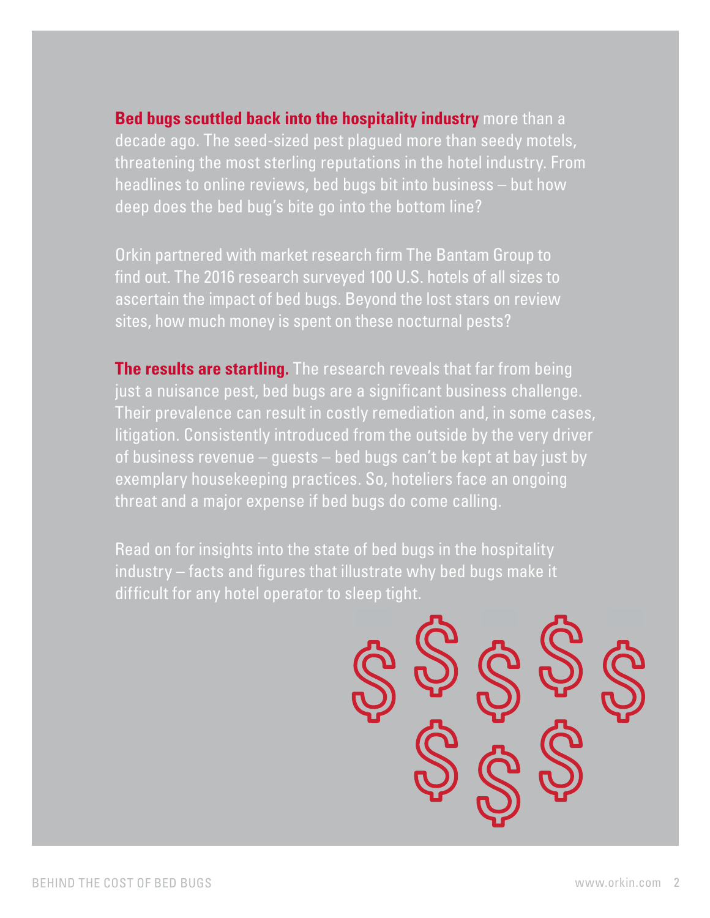**Bed bugs scuttled back into the hospitality industry** more than a decade ago. The seed-sized pest plagued more than seedy motels, threatening the most sterling reputations in the hotel industry. From headlines to online reviews, bed bugs bit into business – but how deep does the bed bug's bite go into the bottom line?

Orkin partnered with market research firm The Bantam Group to find out. The 2016 research surveyed 100 U.S. hotels of all sizes to ascertain the impact of bed bugs. Beyond the lost stars on review sites, how much money is spent on these nocturnal pests?

**The results are startling.** The research reveals that far from being just a nuisance pest, bed bugs are a significant business challenge. Their prevalence can result in costly remediation and, in some cases, litigation. Consistently introduced from the outside by the very driver of business revenue – guests – bed bugs can't be kept at bay just by exemplary housekeeping practices. So, hoteliers face an ongoing threat and a major expense if bed bugs do come calling.

Read on for insights into the state of bed bugs in the hospitality industry – facts and figures that illustrate why bed bugs make it difficult for any hotel operator to sleep tight.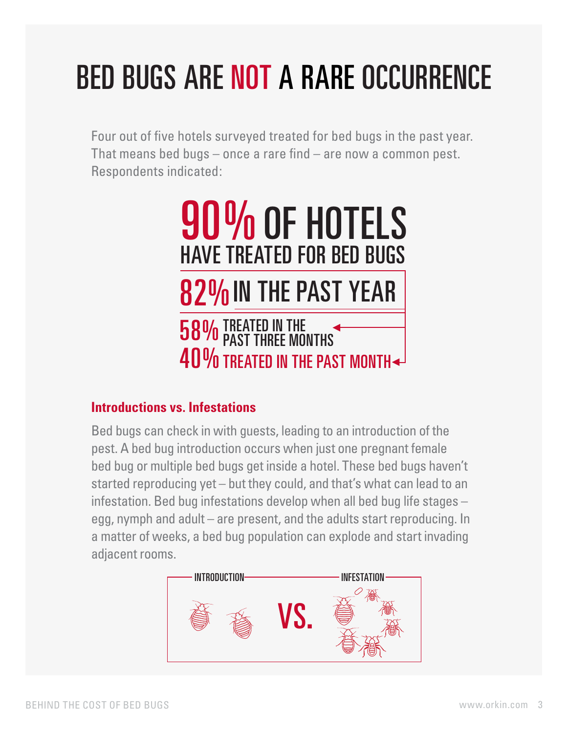# BED BUGS ARE NOT A RARE OCCURRENCE

Four out of five hotels surveyed treated for bed bugs in the past year. That means bed bugs – once a rare find – are now a common pest. Respondents indicated:

**90% OF HOTELS HAVE TREATED FOR BED BUGS**

**82% IN THE PAST YEAR**

**58% TREATED IN THE PAST THREE MONTHS**

**40% TREATED IN THE PAST MONTH**

### Introductions vs. Infestations

Bed bugs can check in with guests, leading to an introduction of the pest. A bed bug introduction occurs when just one pregnant female bed bug or multiple bed bugs get inside a hotel. These bed bugs haven't started reproducing yet – but they could, and that's what can lead to an infestation. Bed bug infestations develop when all bed bug life stages – egg, nymph and adult – are present, and the adults start reproducing. In a matter of weeks, a bed bug population can explode and start invading adjacent rooms.

INTRODUCTION VS. INFESTATION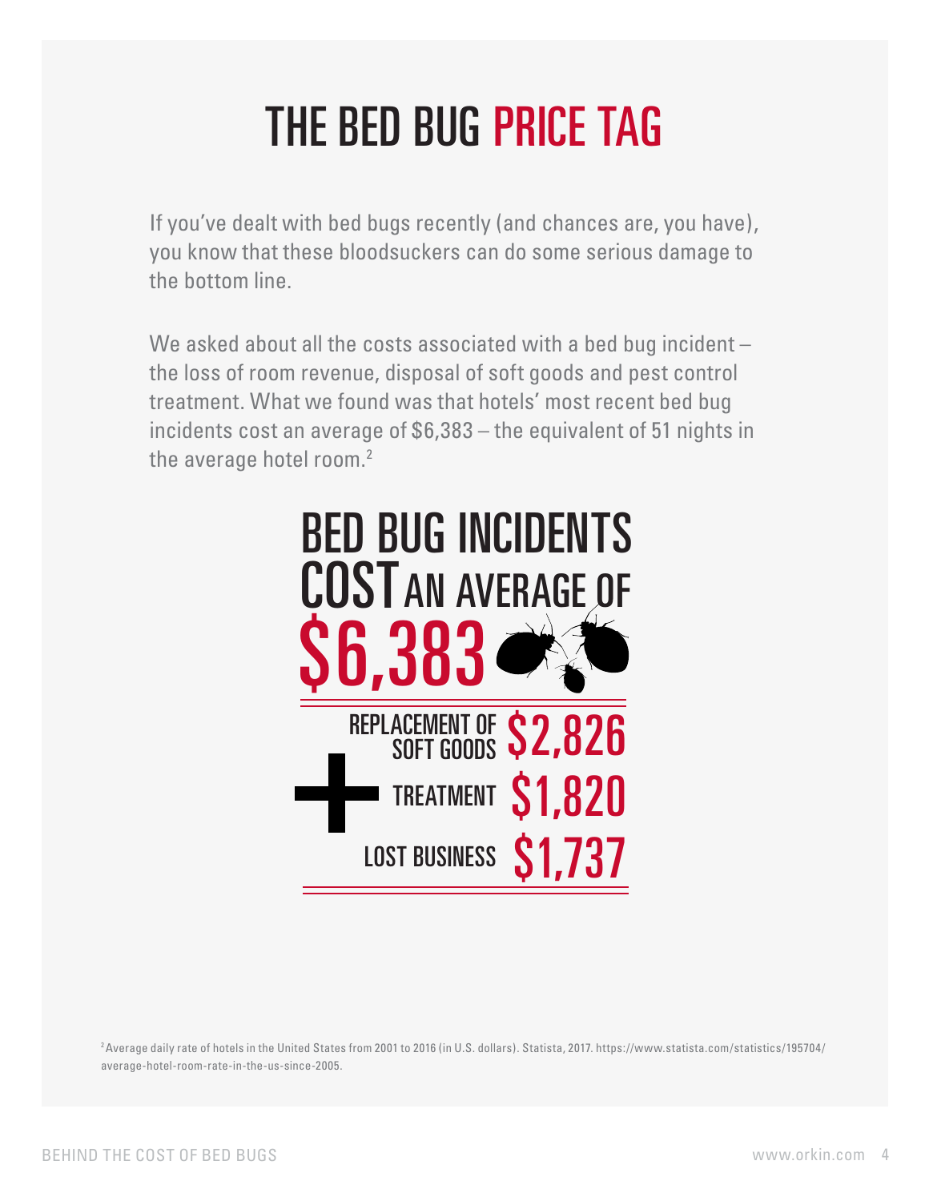# THE BED BUG PRICE TAG

If you've dealt with bed bugs recently (and chances are, you have), you know that these bloodsuckers can do some serious damage to the bottom line.

We asked about all the costs associated with a bed bug incident – the loss of room revenue, disposal of soft goods and pest control treatment. What we found was that hotels' most recent bed bug incidents cost an average of $6,383 – the equivalent of 51 nights in the average hotel room.[2]

## BED BUG INCIDENTS COST AN AVERAGE OF $6,383

| | |
|---|---|
| REPLACEMENT OF SOFT GOODS | $2,826 |
| TREATMENT | $1,820 |
| LOST BUSINESS | $1,737 |

[2] Average daily rate of hotels in the United States from 2001 to 2016 (in U.S. dollars). Statista, 2017. https://www.statista.com/statistics/195704/average-hotel-room-rate-in-the-us-since-2005.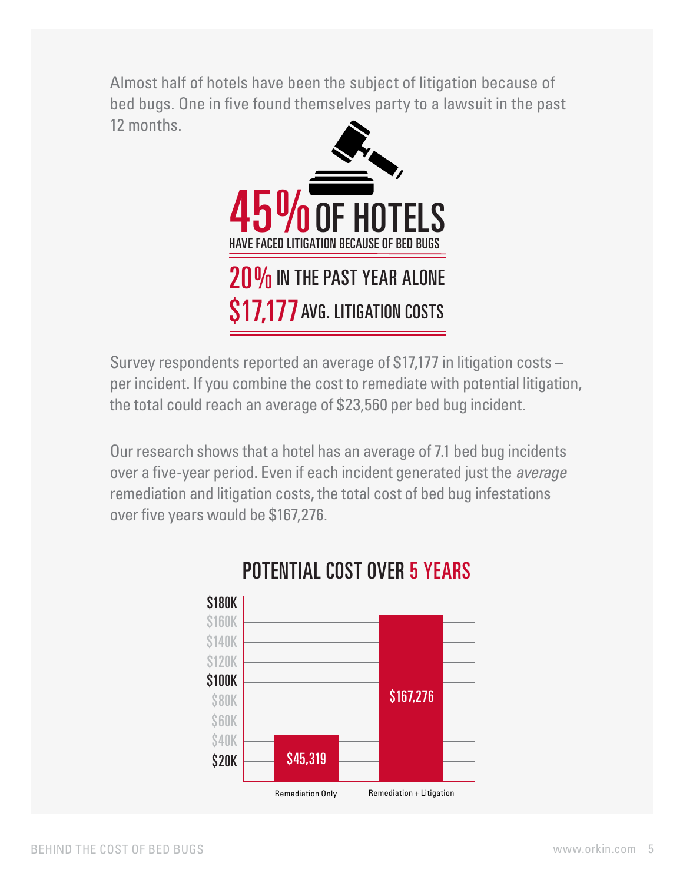Almost half of hotels have been the subject of litigation because of bed bugs. One in five found themselves party to a lawsuit in the past 12 months.

**45% OF HOTELS**
HAVE FACED LITIGATION BECAUSE OF BED BUGS

**20%** IN THE PAST YEAR ALONE

**$17,177** AVG. LITIGATION COSTS

Survey respondents reported an average of $17,177 in litigation costs – per incident. If you combine the cost to remediate with potential litigation, the total could reach an average of $23,560 per bed bug incident.

Our research shows that a hotel has an average of 7.1 bed bug incidents over a five-year period. Even if each incident generated just the *average* remediation and litigation costs, the total cost of bed bug infestations over five years would be $167,276.

## POTENTIAL COST OVER 5 YEARS

| | Cost |
|---|---|
| Remediation Only | $45,319 |
| Remediation + Litigation | $167,276 |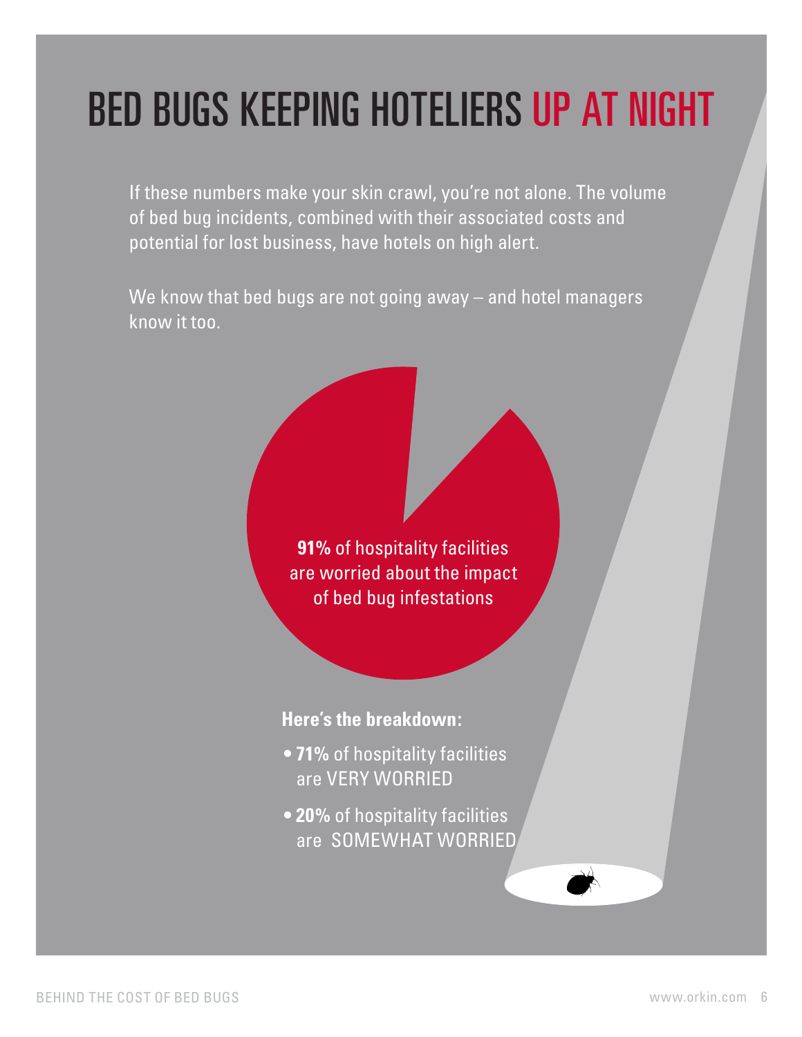# BED BUGS KEEPING HOTELIERS UP AT NIGHT

If these numbers make your skin crawl, you're not alone. The volume of bed bug incidents, combined with their associated costs and potential for lost business, have hotels on high alert.

We know that bed bugs are not going away – and hotel managers know it too.

**91%** of hospitality facilities are worried about the impact of bed bug infestations

**Here's the breakdown:**

- **71%** of hospitality facilities are VERY WORRIED
- **20%** of hospitality facilities are SOMEWHAT WORRIED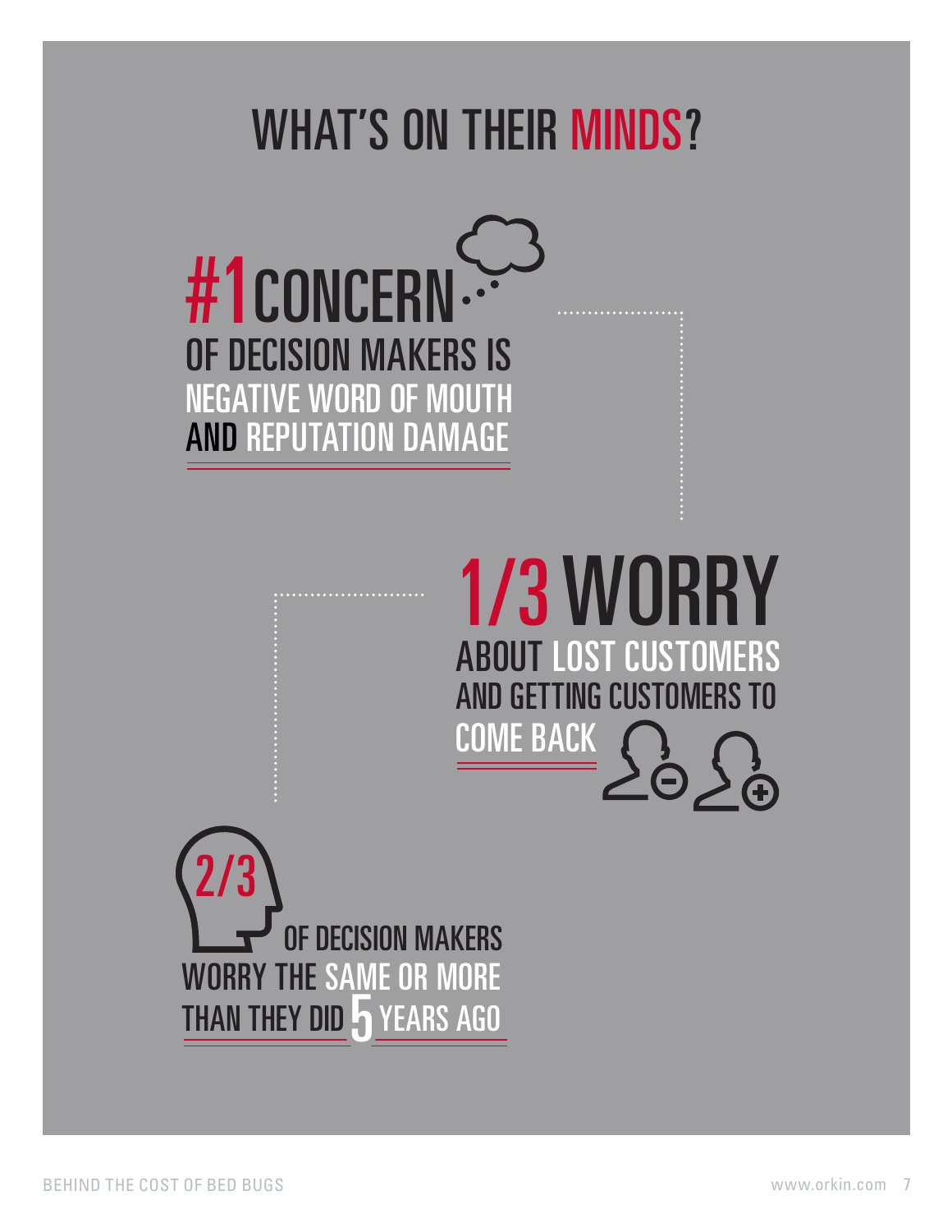# WHAT'S ON THEIR MINDS?

**#1 CONCERN**

OF DECISION MAKERS IS NEGATIVE WORD OF MOUTH AND REPUTATION DAMAGE

**1/3 WORRY**

ABOUT LOST CUSTOMERS AND GETTING CUSTOMERS TO COME BACK

**2/3**

OF DECISION MAKERS WORRY THE SAME OR MORE THAN THEY DID 5 YEARS AGO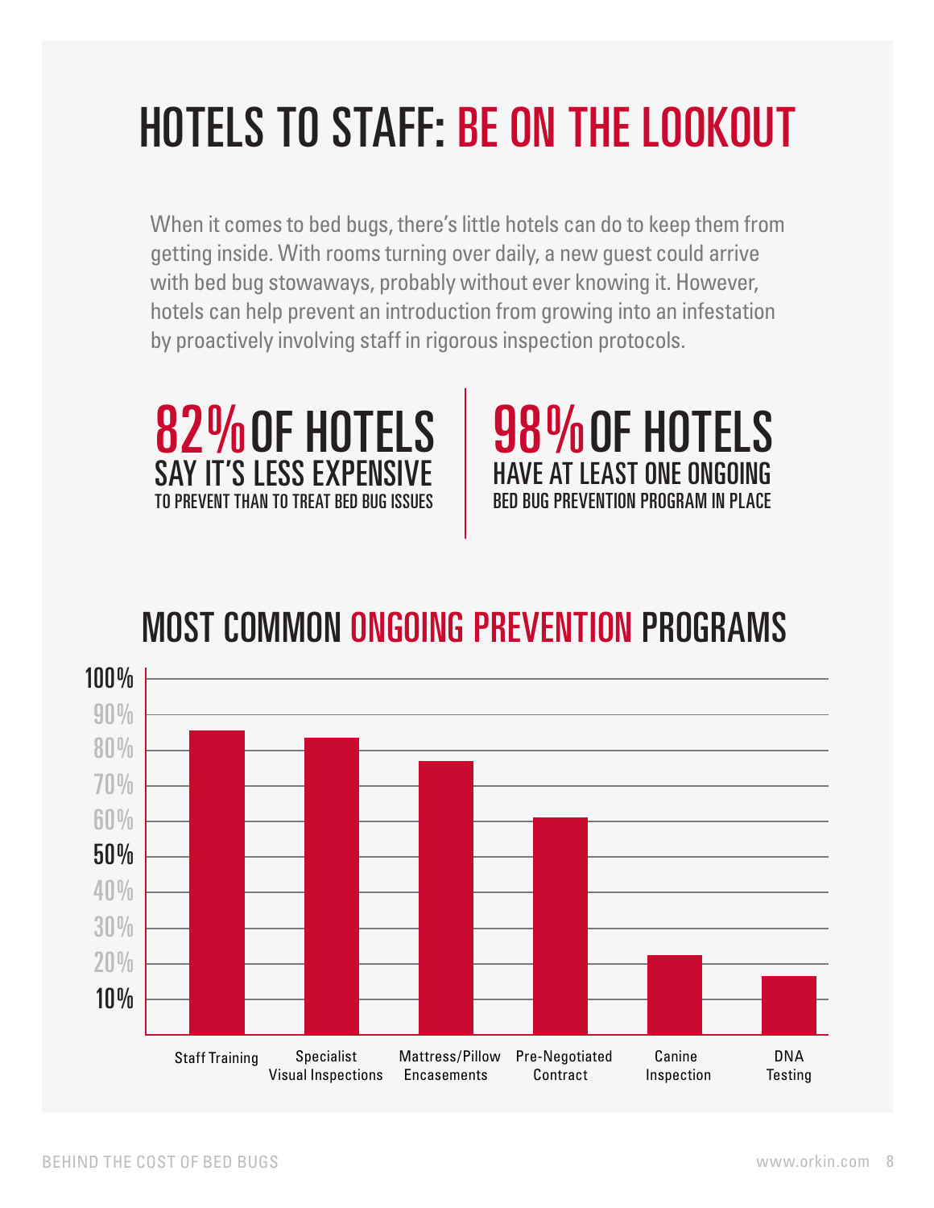# HOTELS TO STAFF: BE ON THE LOOKOUT

When it comes to bed bugs, there's little hotels can do to keep them from getting inside. With rooms turning over daily, a new guest could arrive with bed bug stowaways, probably without ever knowing it. However, hotels can help prevent an introduction from growing into an infestation by proactively involving staff in rigorous inspection protocols.

**82% OF HOTELS** SAY IT'S LESS EXPENSIVE TO PREVENT THAN TO TREAT BED BUG ISSUES

**98% OF HOTELS** HAVE AT LEAST ONE ONGOING BED BUG PREVENTION PROGRAM IN PLACE

## MOST COMMON ONGOING PREVENTION PROGRAMS

Staff Training | Specialist Visual Inspections | Mattress/Pillow Encasements | Pre-Negotiated Contract | Canine Inspection | DNA Testing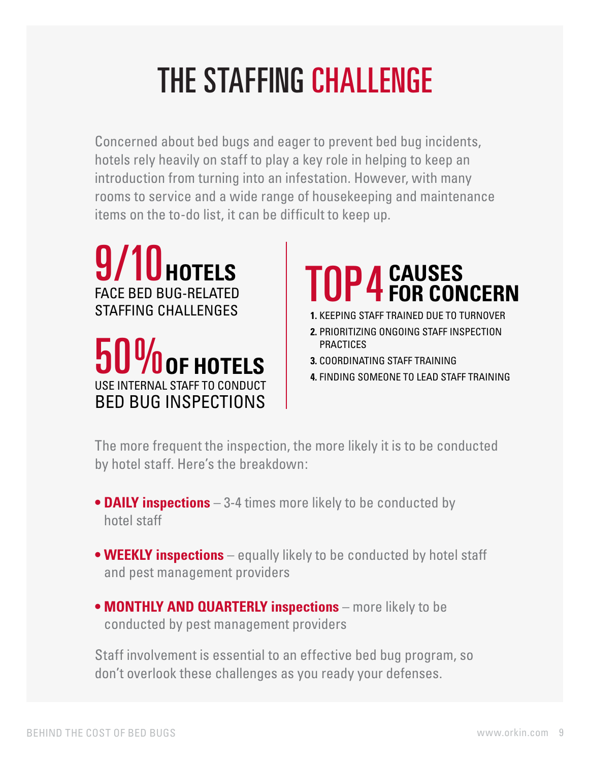# THE STAFFING CHALLENGE

Concerned about bed bugs and eager to prevent bed bug incidents, hotels rely heavily on staff to play a key role in helping to keep an introduction from turning into an infestation. However, with many rooms to service and a wide range of housekeeping and maintenance items on the to-do list, it can be difficult to keep up.

**9/10 HOTELS** FACE BED BUG-RELATED STAFFING CHALLENGES

**50% OF HOTELS** USE INTERNAL STAFF TO CONDUCT BED BUG INSPECTIONS

## TOP 4 CAUSES FOR CONCERN

1. KEEPING STAFF TRAINED DUE TO TURNOVER
2. PRIORITIZING ONGOING STAFF INSPECTION PRACTICES
3. COORDINATING STAFF TRAINING
4. FINDING SOMEONE TO LEAD STAFF TRAINING

The more frequent the inspection, the more likely it is to be conducted by hotel staff. Here's the breakdown:

- **DAILY inspections** – 3-4 times more likely to be conducted by hotel staff
- **WEEKLY inspections** – equally likely to be conducted by hotel staff and pest management providers
- **MONTHLY AND QUARTERLY inspections** – more likely to be conducted by pest management providers

Staff involvement is essential to an effective bed bug program, so don't overlook these challenges as you ready your defenses.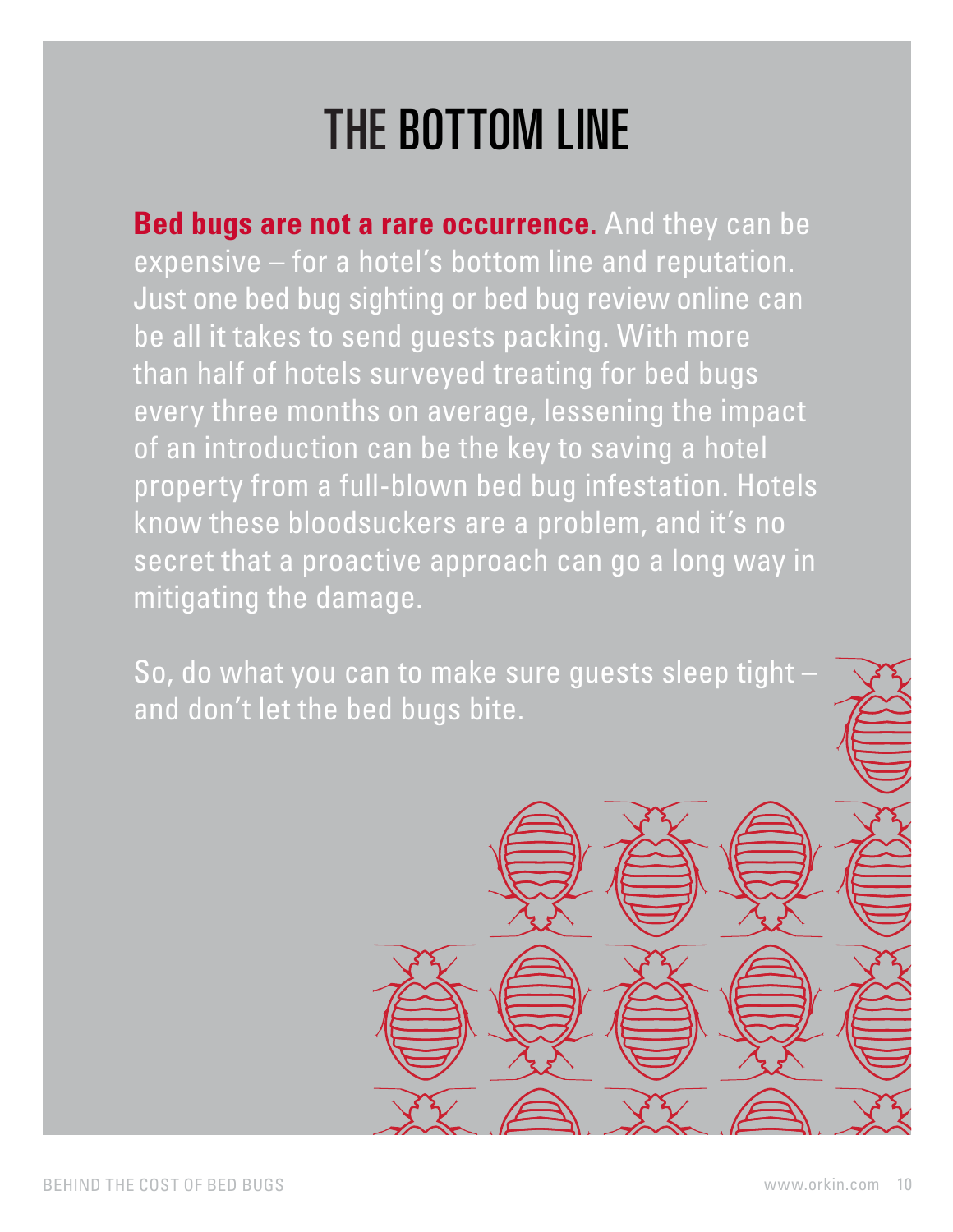# THE BOTTOM LINE

**Bed bugs are not a rare occurrence.** And they can be expensive – for a hotel's bottom line and reputation. Just one bed bug sighting or bed bug review online can be all it takes to send guests packing. With more than half of hotels surveyed treating for bed bugs every three months on average, lessening the impact of an introduction can be the key to saving a hotel property from a full-blown bed bug infestation. Hotels know these bloodsuckers are a problem, and it's no secret that a proactive approach can go a long way in mitigating the damage.

So, do what you can to make sure guests sleep tight – and don't let the bed bugs bite.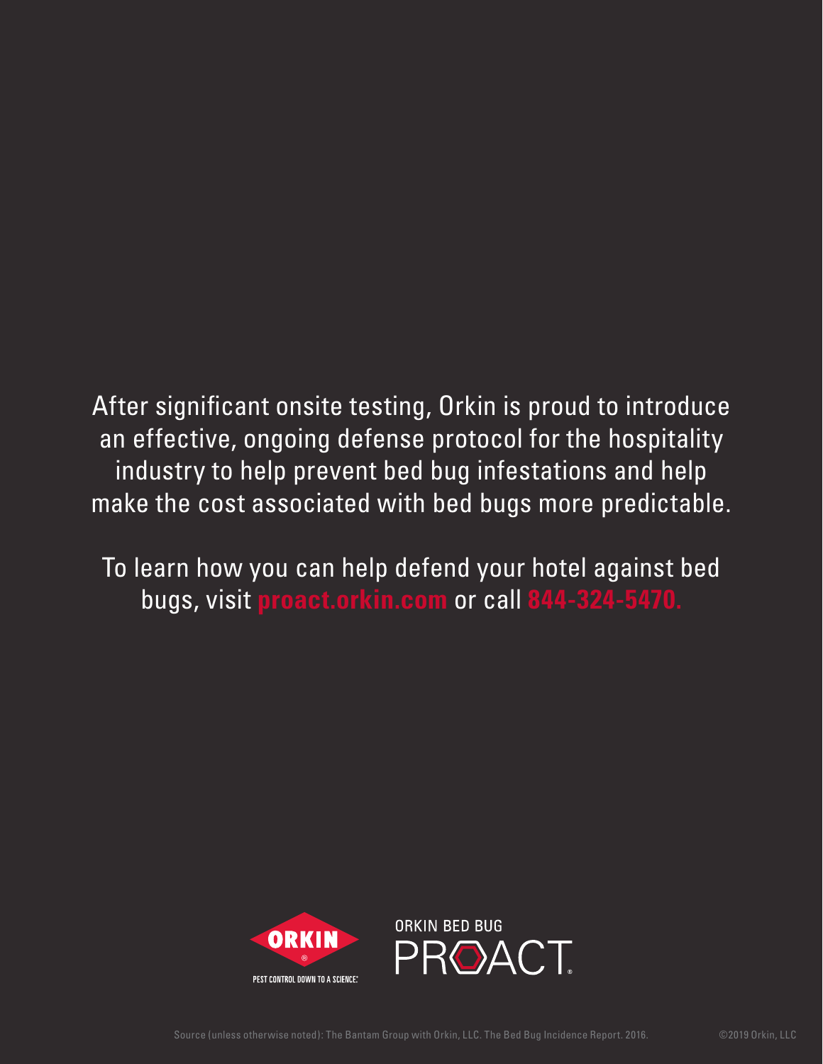After significant onsite testing, Orkin is proud to introduce an effective, ongoing defense protocol for the hospitality industry to help prevent bed bug infestations and help make the cost associated with bed bugs more predictable.

To learn how you can help defend your hotel against bed bugs, visit **proact.orkin.com** or call **844-324-5470.**

ORKIN
PEST CONTROL DOWN TO A SCIENCE.

ORKIN BED BUG
PROACT

Source (unless otherwise noted): The Bantam Group with Orkin, LLC. The Bed Bug Incidence Report. 2016.

©2019 Orkin, LLC